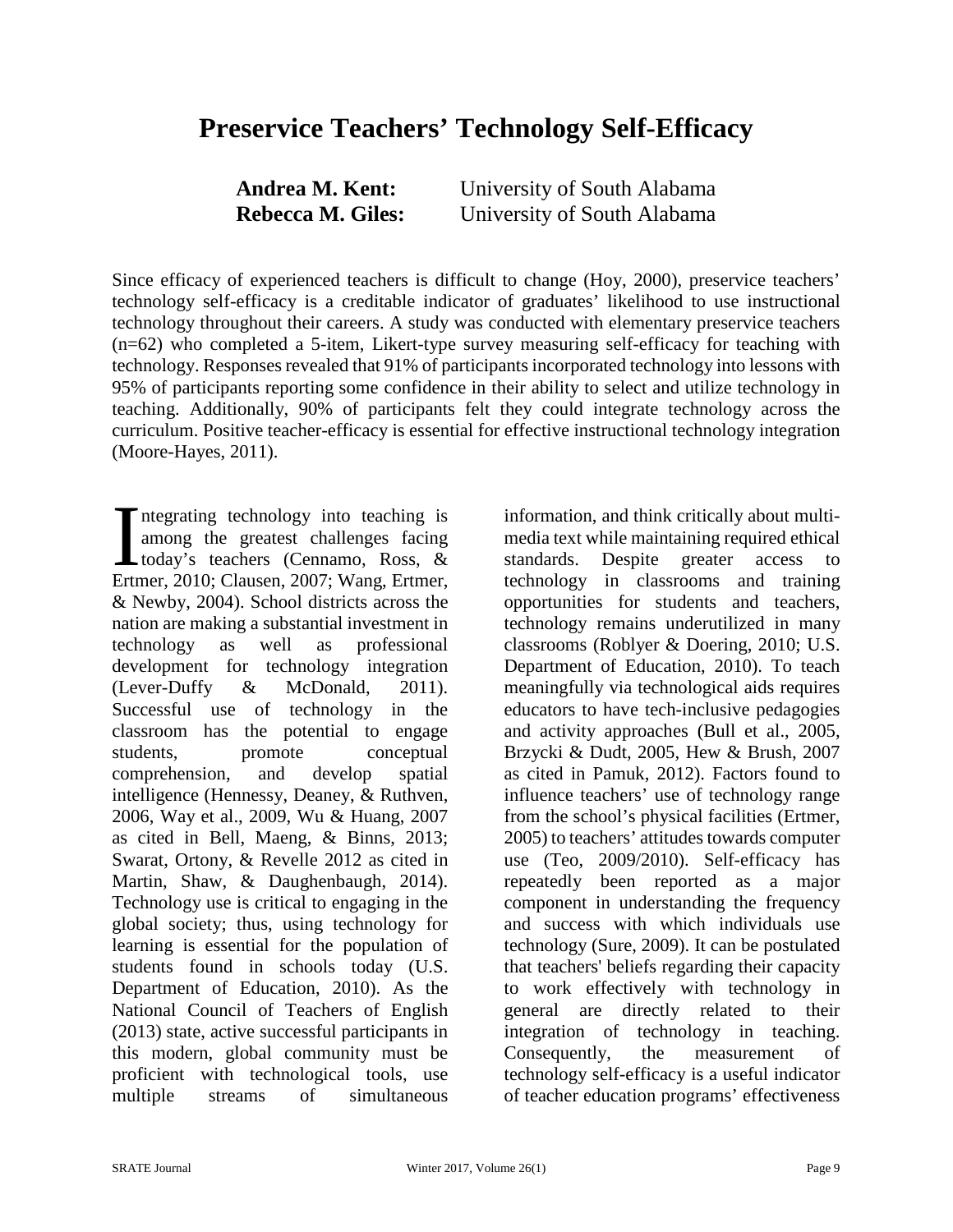# Preservice Teachers' Technology Self-Efficacy

**Andrea M. Kent:** University of South Alabama
**Rebecca M. Giles:** University of South Alabama

Since efficacy of experienced teachers is difficult to change (Hoy, 2000), preservice teachers' technology self-efficacy is a creditable indicator of graduates' likelihood to use instructional technology throughout their careers. A study was conducted with elementary preservice teachers (n=62) who completed a 5-item, Likert-type survey measuring self-efficacy for teaching with technology. Responses revealed that 91% of participants incorporated technology into lessons with 95% of participants reporting some confidence in their ability to select and utilize technology in teaching. Additionally, 90% of participants felt they could integrate technology across the curriculum. Positive teacher-efficacy is essential for effective instructional technology integration (Moore-Hayes, 2011).

Integrating technology into teaching is among the greatest challenges facing today's teachers (Cennamo, Ross, & Ertmer, 2010; Clausen, 2007; Wang, Ertmer, & Newby, 2004). School districts across the nation are making a substantial investment in technology as well as professional development for technology integration (Lever-Duffy & McDonald, 2011). Successful use of technology in the classroom has the potential to engage students, promote conceptual comprehension, and develop spatial intelligence (Hennessy, Deaney, & Ruthven, 2006, Way et al., 2009, Wu & Huang, 2007 as cited in Bell, Maeng, & Binns, 2013; Swarat, Ortony, & Revelle 2012 as cited in Martin, Shaw, & Daughenbaugh, 2014). Technology use is critical to engaging in the global society; thus, using technology for learning is essential for the population of students found in schools today (U.S. Department of Education, 2010). As the National Council of Teachers of English (2013) state, active successful participants in this modern, global community must be proficient with technological tools, use multiple streams of simultaneous information, and think critically about multi-media text while maintaining required ethical standards. Despite greater access to technology in classrooms and training opportunities for students and teachers, technology remains underutilized in many classrooms (Roblyer & Doering, 2010; U.S. Department of Education, 2010). To teach meaningfully via technological aids requires educators to have tech-inclusive pedagogies and activity approaches (Bull et al., 2005, Brzycki & Dudt, 2005, Hew & Brush, 2007 as cited in Pamuk, 2012). Factors found to influence teachers' use of technology range from the school's physical facilities (Ertmer, 2005) to teachers' attitudes towards computer use (Teo, 2009/2010). Self-efficacy has repeatedly been reported as a major component in understanding the frequency and success with which individuals use technology (Sure, 2009). It can be postulated that teachers' beliefs regarding their capacity to work effectively with technology in general are directly related to their integration of technology in teaching. Consequently, the measurement of technology self-efficacy is a useful indicator of teacher education programs' effectiveness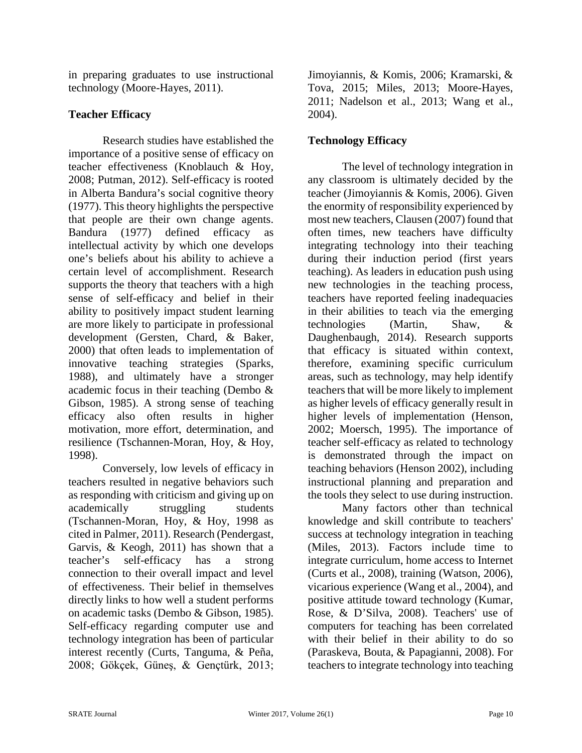in preparing graduates to use instructional technology (Moore-Hayes, 2011).

## Teacher Efficacy

Research studies have established the importance of a positive sense of efficacy on teacher effectiveness (Knoblauch & Hoy, 2008; Putman, 2012). Self-efficacy is rooted in Alberta Bandura's social cognitive theory (1977). This theory highlights the perspective that people are their own change agents. Bandura (1977) defined efficacy as intellectual activity by which one develops one's beliefs about his ability to achieve a certain level of accomplishment. Research supports the theory that teachers with a high sense of self-efficacy and belief in their ability to positively impact student learning are more likely to participate in professional development (Gersten, Chard, & Baker, 2000) that often leads to implementation of innovative teaching strategies (Sparks, 1988), and ultimately have a stronger academic focus in their teaching (Dembo & Gibson, 1985). A strong sense of teaching efficacy also often results in higher motivation, more effort, determination, and resilience (Tschannen-Moran, Hoy, & Hoy, 1998).

Conversely, low levels of efficacy in teachers resulted in negative behaviors such as responding with criticism and giving up on academically struggling students (Tschannen-Moran, Hoy, & Hoy, 1998 as cited in Palmer, 2011). Research (Pendergast, Garvis, & Keogh, 2011) has shown that a teacher's self-efficacy has a strong connection to their overall impact and level of effectiveness. Their belief in themselves directly links to how well a student performs on academic tasks (Dembo & Gibson, 1985). Self-efficacy regarding computer use and technology integration has been of particular interest recently (Curts, Tanguma, & Peña, 2008; Gökçek, Güneş, & Gençtürk, 2013; Jimoyiannis, & Komis, 2006; Kramarski, & Tova, 2015; Miles, 2013; Moore-Hayes, 2011; Nadelson et al., 2013; Wang et al., 2004).

## Technology Efficacy

The level of technology integration in any classroom is ultimately decided by the teacher (Jimoyiannis & Komis, 2006). Given the enormity of responsibility experienced by most new teachers, Clausen (2007) found that often times, new teachers have difficulty integrating technology into their teaching during their induction period (first years teaching). As leaders in education push using new technologies in the teaching process, teachers have reported feeling inadequacies in their abilities to teach via the emerging technologies (Martin, Shaw, & Daughenbaugh, 2014). Research supports that efficacy is situated within context, therefore, examining specific curriculum areas, such as technology, may help identify teachers that will be more likely to implement as higher levels of efficacy generally result in higher levels of implementation (Henson, 2002; Moersch, 1995). The importance of teacher self-efficacy as related to technology is demonstrated through the impact on teaching behaviors (Henson 2002), including instructional planning and preparation and the tools they select to use during instruction.

Many factors other than technical knowledge and skill contribute to teachers' success at technology integration in teaching (Miles, 2013). Factors include time to integrate curriculum, home access to Internet (Curts et al., 2008), training (Watson, 2006), vicarious experience (Wang et al., 2004), and positive attitude toward technology (Kumar, Rose, & D'Silva, 2008). Teachers' use of computers for teaching has been correlated with their belief in their ability to do so (Paraskeva, Bouta, & Papagianni, 2008). For teachers to integrate technology into teaching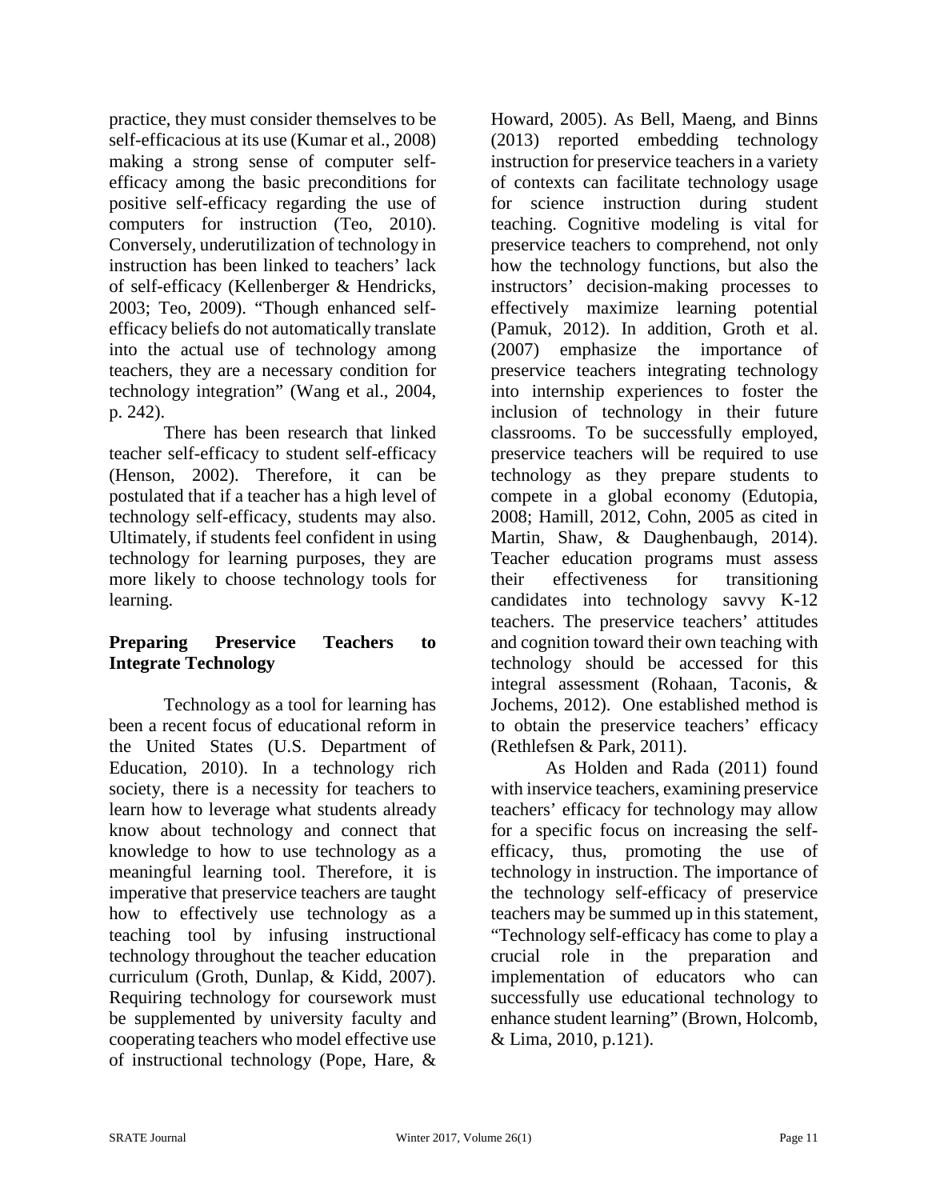practice, they must consider themselves to be self-efficacious at its use (Kumar et al., 2008) making a strong sense of computer self-efficacy among the basic preconditions for positive self-efficacy regarding the use of computers for instruction (Teo, 2010). Conversely, underutilization of technology in instruction has been linked to teachers' lack of self-efficacy (Kellenberger & Hendricks, 2003; Teo, 2009). "Though enhanced self-efficacy beliefs do not automatically translate into the actual use of technology among teachers, they are a necessary condition for technology integration" (Wang et al., 2004, p. 242).

There has been research that linked teacher self-efficacy to student self-efficacy (Henson, 2002). Therefore, it can be postulated that if a teacher has a high level of technology self-efficacy, students may also. Ultimately, if students feel confident in using technology for learning purposes, they are more likely to choose technology tools for learning.

**Preparing Preservice Teachers to Integrate Technology**

Technology as a tool for learning has been a recent focus of educational reform in the United States (U.S. Department of Education, 2010). In a technology rich society, there is a necessity for teachers to learn how to leverage what students already know about technology and connect that knowledge to how to use technology as a meaningful learning tool. Therefore, it is imperative that preservice teachers are taught how to effectively use technology as a teaching tool by infusing instructional technology throughout the teacher education curriculum (Groth, Dunlap, & Kidd, 2007). Requiring technology for coursework must be supplemented by university faculty and cooperating teachers who model effective use of instructional technology (Pope, Hare, & Howard, 2005). As Bell, Maeng, and Binns (2013) reported embedding technology instruction for preservice teachers in a variety of contexts can facilitate technology usage for science instruction during student teaching. Cognitive modeling is vital for preservice teachers to comprehend, not only how the technology functions, but also the instructors' decision-making processes to effectively maximize learning potential (Pamuk, 2012). In addition, Groth et al. (2007) emphasize the importance of preservice teachers integrating technology into internship experiences to foster the inclusion of technology in their future classrooms. To be successfully employed, preservice teachers will be required to use technology as they prepare students to compete in a global economy (Edutopia, 2008; Hamill, 2012, Cohn, 2005 as cited in Martin, Shaw, & Daughenbaugh, 2014). Teacher education programs must assess their effectiveness for transitioning candidates into technology savvy K-12 teachers. The preservice teachers' attitudes and cognition toward their own teaching with technology should be accessed for this integral assessment (Rohaan, Taconis, & Jochems, 2012). One established method is to obtain the preservice teachers' efficacy (Rethlefsen & Park, 2011).

As Holden and Rada (2011) found with inservice teachers, examining preservice teachers' efficacy for technology may allow for a specific focus on increasing the self-efficacy, thus, promoting the use of technology in instruction. The importance of the technology self-efficacy of preservice teachers may be summed up in this statement, "Technology self-efficacy has come to play a crucial role in the preparation and implementation of educators who can successfully use educational technology to enhance student learning" (Brown, Holcomb, & Lima, 2010, p.121).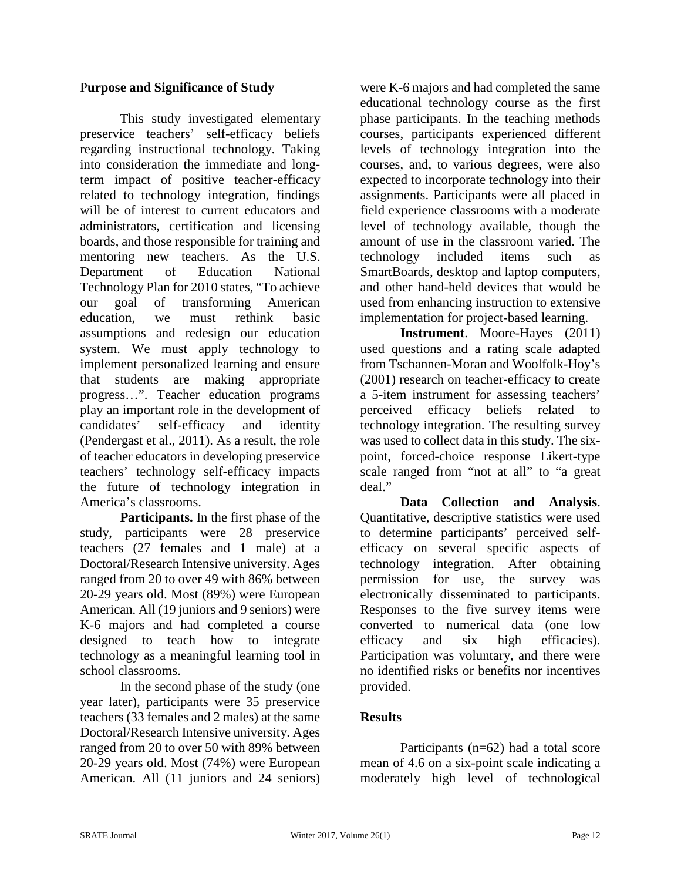## Purpose and Significance of Study

This study investigated elementary preservice teachers' self-efficacy beliefs regarding instructional technology. Taking into consideration the immediate and long-term impact of positive teacher-efficacy related to technology integration, findings will be of interest to current educators and administrators, certification and licensing boards, and those responsible for training and mentoring new teachers. As the U.S. Department of Education National Technology Plan for 2010 states, "To achieve our goal of transforming American education, we must rethink basic assumptions and redesign our education system. We must apply technology to implement personalized learning and ensure that students are making appropriate progress…". Teacher education programs play an important role in the development of candidates' self-efficacy and identity (Pendergast et al., 2011). As a result, the role of teacher educators in developing preservice teachers' technology self-efficacy impacts the future of technology integration in America's classrooms.

**Participants.** In the first phase of the study, participants were 28 preservice teachers (27 females and 1 male) at a Doctoral/Research Intensive university. Ages ranged from 20 to over 49 with 86% between 20-29 years old. Most (89%) were European American. All (19 juniors and 9 seniors) were K-6 majors and had completed a course designed to teach how to integrate technology as a meaningful learning tool in school classrooms.

In the second phase of the study (one year later), participants were 35 preservice teachers (33 females and 2 males) at the same Doctoral/Research Intensive university. Ages ranged from 20 to over 50 with 89% between 20-29 years old. Most (74%) were European American. All (11 juniors and 24 seniors) were K-6 majors and had completed the same educational technology course as the first phase participants. In the teaching methods courses, participants experienced different levels of technology integration into the courses, and, to various degrees, were also expected to incorporate technology into their assignments. Participants were all placed in field experience classrooms with a moderate level of technology available, though the amount of use in the classroom varied. The technology included items such as SmartBoards, desktop and laptop computers, and other hand-held devices that would be used from enhancing instruction to extensive implementation for project-based learning.

**Instrument**. Moore-Hayes (2011) used questions and a rating scale adapted from Tschannen-Moran and Woolfolk-Hoy's (2001) research on teacher-efficacy to create a 5-item instrument for assessing teachers' perceived efficacy beliefs related to technology integration. The resulting survey was used to collect data in this study. The six-point, forced-choice response Likert-type scale ranged from "not at all" to "a great deal."

**Data Collection and Analysis**. Quantitative, descriptive statistics were used to determine participants' perceived self-efficacy on several specific aspects of technology integration. After obtaining permission for use, the survey was electronically disseminated to participants. Responses to the five survey items were converted to numerical data (one low efficacy and six high efficacies). Participation was voluntary, and there were no identified risks or benefits nor incentives provided.

## Results

Participants (n=62) had a total score mean of 4.6 on a six-point scale indicating a moderately high level of technological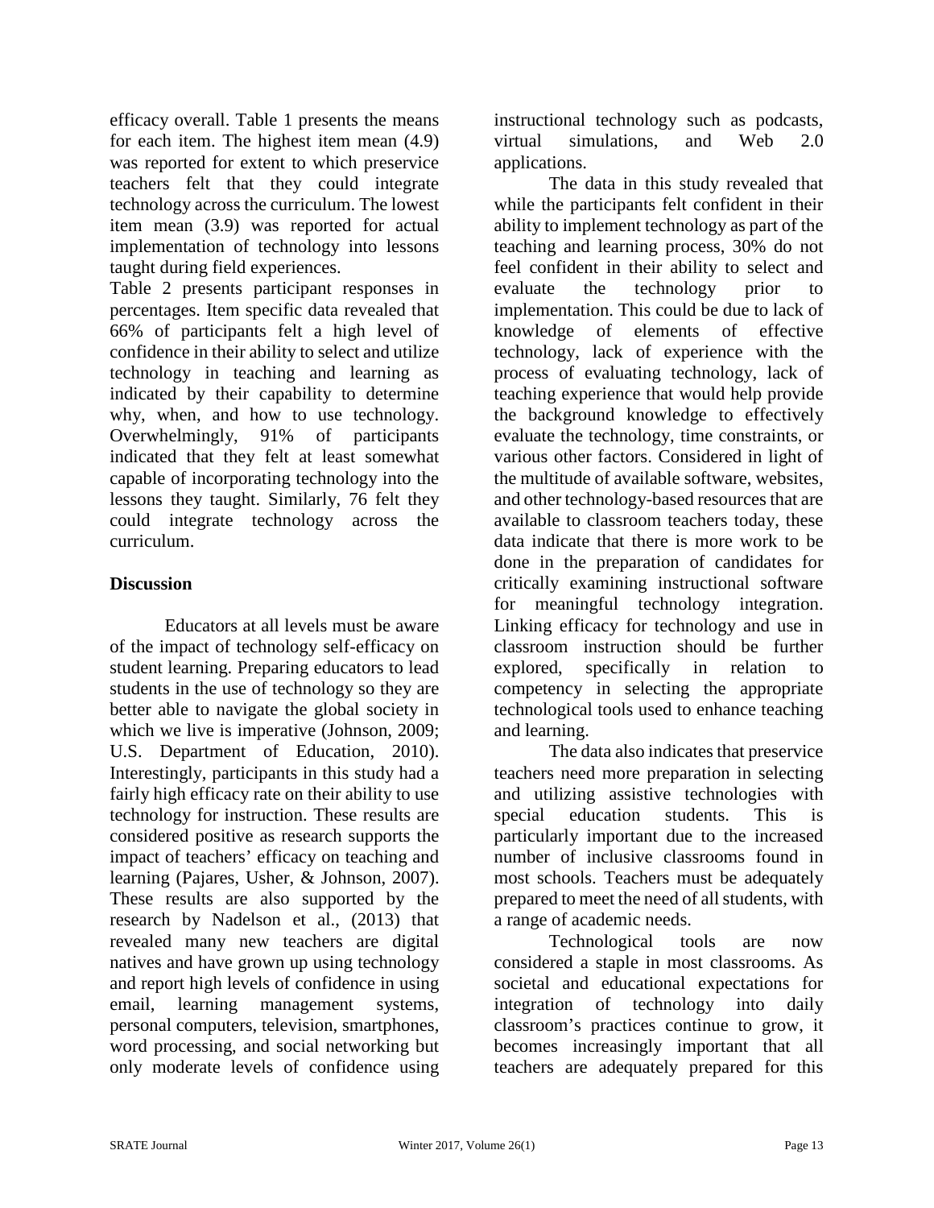efficacy overall. Table 1 presents the means for each item. The highest item mean (4.9) was reported for extent to which preservice teachers felt that they could integrate technology across the curriculum. The lowest item mean (3.9) was reported for actual implementation of technology into lessons taught during field experiences.

Table 2 presents participant responses in percentages. Item specific data revealed that 66% of participants felt a high level of confidence in their ability to select and utilize technology in teaching and learning as indicated by their capability to determine why, when, and how to use technology. Overwhelmingly, 91% of participants indicated that they felt at least somewhat capable of incorporating technology into the lessons they taught. Similarly, 76 felt they could integrate technology across the curriculum.

## Discussion

Educators at all levels must be aware of the impact of technology self-efficacy on student learning. Preparing educators to lead students in the use of technology so they are better able to navigate the global society in which we live is imperative (Johnson, 2009; U.S. Department of Education, 2010). Interestingly, participants in this study had a fairly high efficacy rate on their ability to use technology for instruction. These results are considered positive as research supports the impact of teachers' efficacy on teaching and learning (Pajares, Usher, & Johnson, 2007). These results are also supported by the research by Nadelson et al., (2013) that revealed many new teachers are digital natives and have grown up using technology and report high levels of confidence in using email, learning management systems, personal computers, television, smartphones, word processing, and social networking but only moderate levels of confidence using instructional technology such as podcasts, virtual simulations, and Web 2.0 applications.

The data in this study revealed that while the participants felt confident in their ability to implement technology as part of the teaching and learning process, 30% do not feel confident in their ability to select and evaluate the technology prior to implementation. This could be due to lack of knowledge of elements of effective technology, lack of experience with the process of evaluating technology, lack of teaching experience that would help provide the background knowledge to effectively evaluate the technology, time constraints, or various other factors. Considered in light of the multitude of available software, websites, and other technology-based resources that are available to classroom teachers today, these data indicate that there is more work to be done in the preparation of candidates for critically examining instructional software for meaningful technology integration. Linking efficacy for technology and use in classroom instruction should be further explored, specifically in relation to competency in selecting the appropriate technological tools used to enhance teaching and learning.

The data also indicates that preservice teachers need more preparation in selecting and utilizing assistive technologies with special education students. This is particularly important due to the increased number of inclusive classrooms found in most schools. Teachers must be adequately prepared to meet the need of all students, with a range of academic needs.

Technological tools are now considered a staple in most classrooms. As societal and educational expectations for integration of technology into daily classroom's practices continue to grow, it becomes increasingly important that all teachers are adequately prepared for this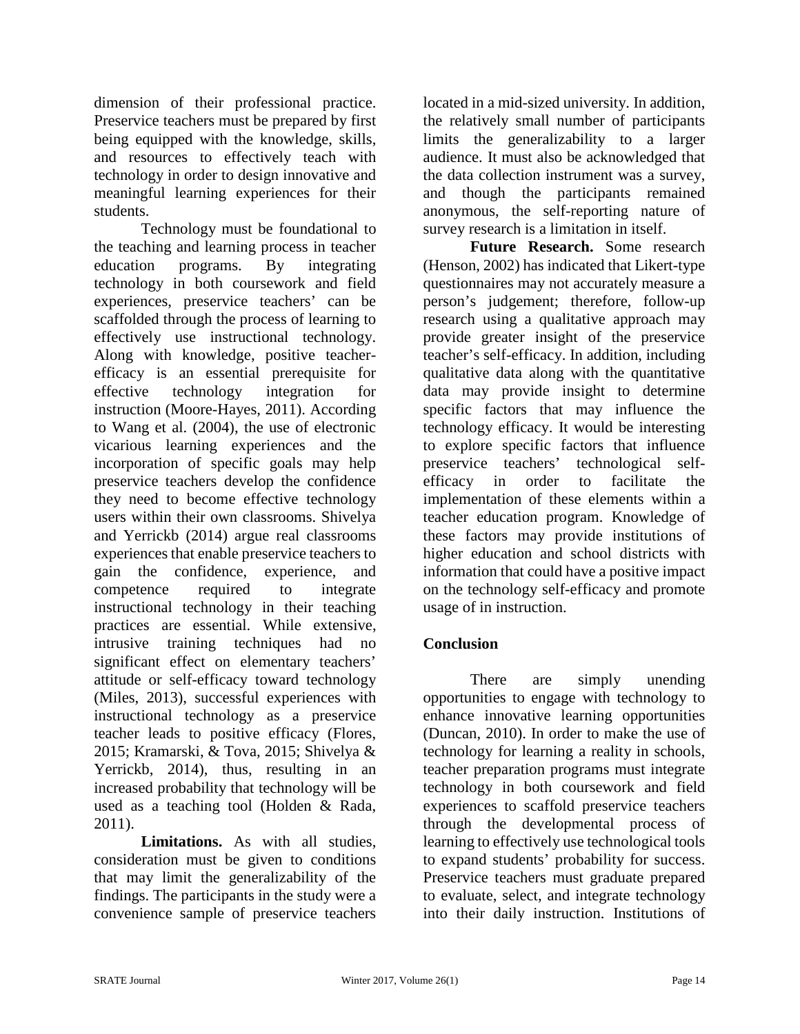dimension of their professional practice. Preservice teachers must be prepared by first being equipped with the knowledge, skills, and resources to effectively teach with technology in order to design innovative and meaningful learning experiences for their students.

Technology must be foundational to the teaching and learning process in teacher education programs. By integrating technology in both coursework and field experiences, preservice teachers' can be scaffolded through the process of learning to effectively use instructional technology. Along with knowledge, positive teacher-efficacy is an essential prerequisite for effective technology integration for instruction (Moore-Hayes, 2011). According to Wang et al. (2004), the use of electronic vicarious learning experiences and the incorporation of specific goals may help preservice teachers develop the confidence they need to become effective technology users within their own classrooms. Shivelya and Yerrickb (2014) argue real classrooms experiences that enable preservice teachers to gain the confidence, experience, and competence required to integrate instructional technology in their teaching practices are essential. While extensive, intrusive training techniques had no significant effect on elementary teachers' attitude or self-efficacy toward technology (Miles, 2013), successful experiences with instructional technology as a preservice teacher leads to positive efficacy (Flores, 2015; Kramarski, & Tova, 2015; Shivelya & Yerrickb, 2014), thus, resulting in an increased probability that technology will be used as a teaching tool (Holden & Rada, 2011).

**Limitations.** As with all studies, consideration must be given to conditions that may limit the generalizability of the findings. The participants in the study were a convenience sample of preservice teachers located in a mid-sized university. In addition, the relatively small number of participants limits the generalizability to a larger audience. It must also be acknowledged that the data collection instrument was a survey, and though the participants remained anonymous, the self-reporting nature of survey research is a limitation in itself.

**Future Research.** Some research (Henson, 2002) has indicated that Likert-type questionnaires may not accurately measure a person's judgement; therefore, follow-up research using a qualitative approach may provide greater insight of the preservice teacher's self-efficacy. In addition, including qualitative data along with the quantitative data may provide insight to determine specific factors that may influence the technology efficacy. It would be interesting to explore specific factors that influence preservice teachers' technological self-efficacy in order to facilitate the implementation of these elements within a teacher education program. Knowledge of these factors may provide institutions of higher education and school districts with information that could have a positive impact on the technology self-efficacy and promote usage of in instruction.

## Conclusion

There are simply unending opportunities to engage with technology to enhance innovative learning opportunities (Duncan, 2010). In order to make the use of technology for learning a reality in schools, teacher preparation programs must integrate technology in both coursework and field experiences to scaffold preservice teachers through the developmental process of learning to effectively use technological tools to expand students' probability for success. Preservice teachers must graduate prepared to evaluate, select, and integrate technology into their daily instruction. Institutions of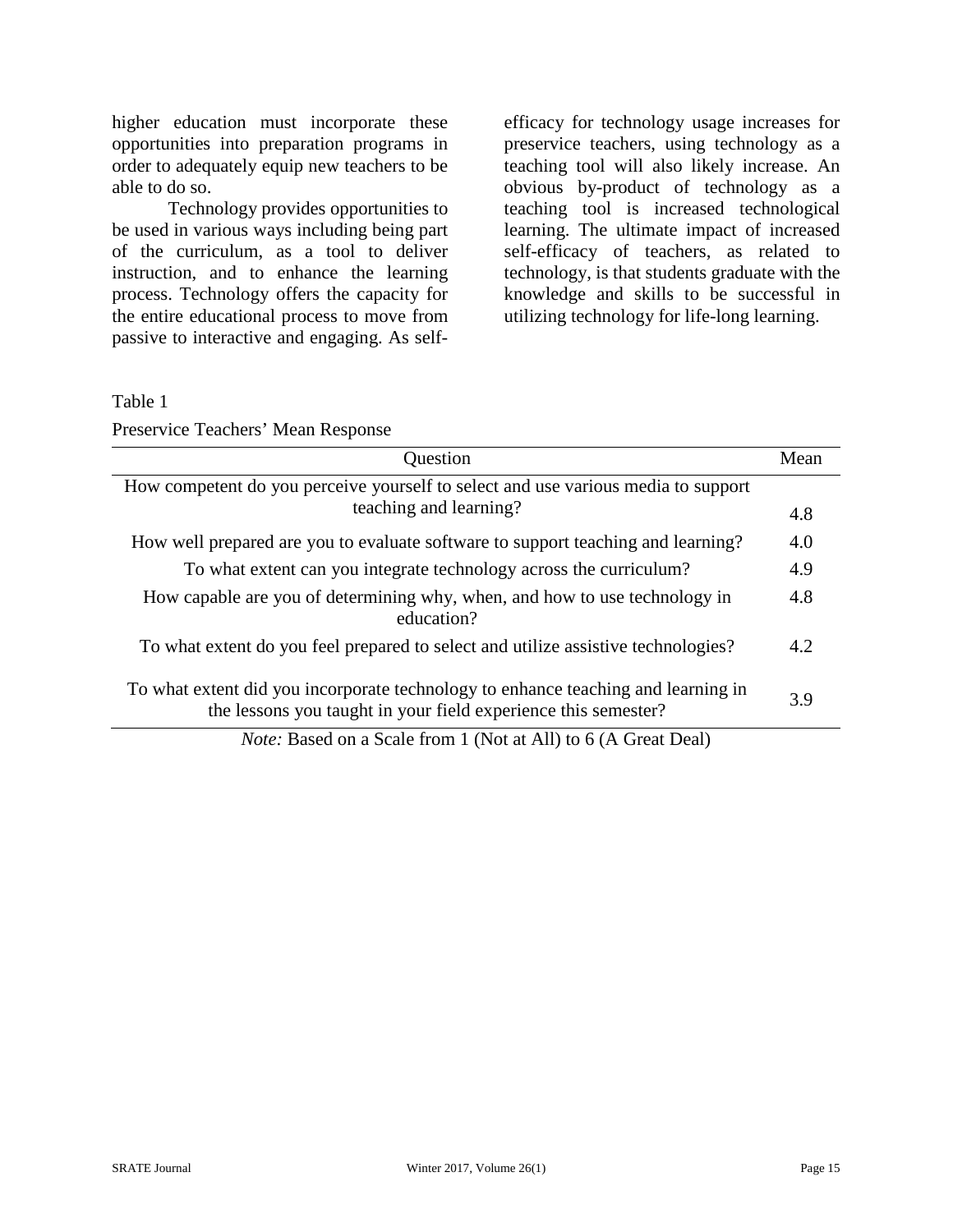higher education must incorporate these opportunities into preparation programs in order to adequately equip new teachers to be able to do so.

Technology provides opportunities to be used in various ways including being part of the curriculum, as a tool to deliver instruction, and to enhance the learning process. Technology offers the capacity for the entire educational process to move from passive to interactive and engaging. As self-efficacy for technology usage increases for preservice teachers, using technology as a teaching tool will also likely increase. An obvious by-product of technology as a teaching tool is increased technological learning. The ultimate impact of increased self-efficacy of teachers, as related to technology, is that students graduate with the knowledge and skills to be successful in utilizing technology for life-long learning.

Table 1

Preservice Teachers' Mean Response

| Question | Mean |
|---|---|
| How competent do you perceive yourself to select and use various media to support teaching and learning? | 4.8 |
| How well prepared are you to evaluate software to support teaching and learning? | 4.0 |
| To what extent can you integrate technology across the curriculum? | 4.9 |
| How capable are you of determining why, when, and how to use technology in education? | 4.8 |
| To what extent do you feel prepared to select and utilize assistive technologies? | 4.2 |
| To what extent did you incorporate technology to enhance teaching and learning in the lessons you taught in your field experience this semester? | 3.9 |

*Note:* Based on a Scale from 1 (Not at All) to 6 (A Great Deal)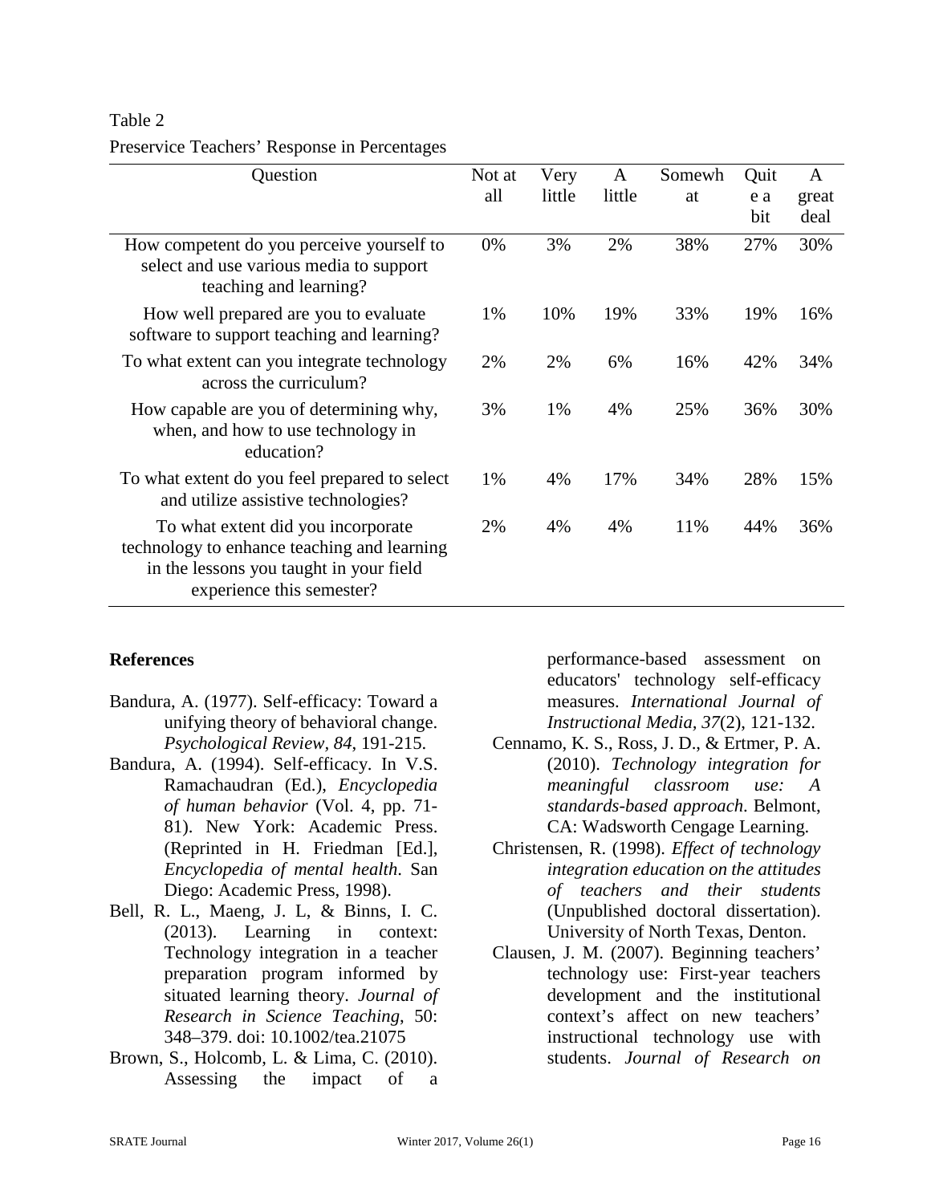Table 2

Preservice Teachers' Response in Percentages

| Question | Not at all | Very little | A little | Somewhat | Quite a bit | A great deal |
|---|---|---|---|---|---|---|
| How competent do you perceive yourself to select and use various media to support teaching and learning? | 0% | 3% | 2% | 38% | 27% | 30% |
| How well prepared are you to evaluate software to support teaching and learning? | 1% | 10% | 19% | 33% | 19% | 16% |
| To what extent can you integrate technology across the curriculum? | 2% | 2% | 6% | 16% | 42% | 34% |
| How capable are you of determining why, when, and how to use technology in education? | 3% | 1% | 4% | 25% | 36% | 30% |
| To what extent do you feel prepared to select and utilize assistive technologies? | 1% | 4% | 17% | 34% | 28% | 15% |
| To what extent did you incorporate technology to enhance teaching and learning in the lessons you taught in your field experience this semester? | 2% | 4% | 4% | 11% | 44% | 36% |

## References

Bandura, A. (1977). Self-efficacy: Toward a unifying theory of behavioral change. *Psychological Review, 84*, 191-215.

Bandura, A. (1994). Self-efficacy. In V.S. Ramachaudran (Ed.), *Encyclopedia of human behavior* (Vol. 4, pp. 71-81). New York: Academic Press. (Reprinted in H. Friedman [Ed.], *Encyclopedia of mental health*. San Diego: Academic Press, 1998).

Bell, R. L., Maeng, J. L, & Binns, I. C. (2013). Learning in context: Technology integration in a teacher preparation program informed by situated learning theory. *Journal of Research in Science Teaching*, 50: 348–379. doi: 10.1002/tea.21075

Brown, S., Holcomb, L. & Lima, C. (2010). Assessing the impact of a performance-based assessment on educators' technology self-efficacy measures. *International Journal of Instructional Media, 37*(2), 121-132.

Cennamo, K. S., Ross, J. D., & Ertmer, P. A. (2010). *Technology integration for meaningful classroom use: A standards-based approach*. Belmont, CA: Wadsworth Cengage Learning.

Christensen, R. (1998). *Effect of technology integration education on the attitudes of teachers and their students* (Unpublished doctoral dissertation). University of North Texas, Denton.

Clausen, J. M. (2007). Beginning teachers' technology use: First-year teachers development and the institutional context's affect on new teachers' instructional technology use with students. *Journal of Research on*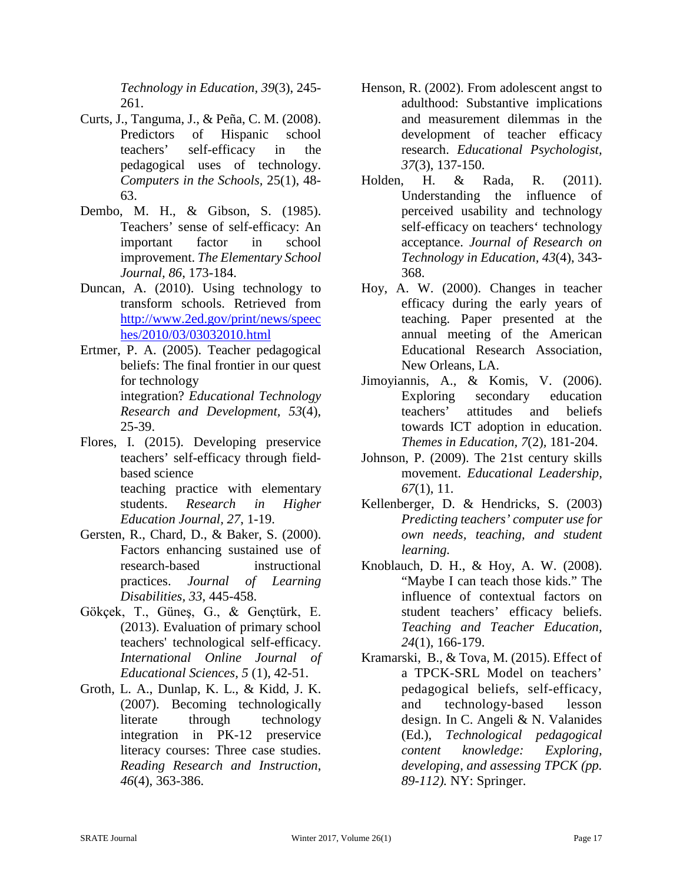*Technology in Education, 39*(3), 245-261.

Curts, J., Tanguma, J., & Peña, C. M. (2008). Predictors of Hispanic school teachers' self-efficacy in the pedagogical uses of technology. *Computers in the Schools,* 25(1), 48-63.

Dembo, M. H., & Gibson, S. (1985). Teachers' sense of self-efficacy: An important factor in school improvement. *The Elementary School Journal, 86*, 173-184.

Duncan, A. (2010). Using technology to transform schools. Retrieved from http://www.2ed.gov/print/news/speeches/2010/03/03032010.html

Ertmer, P. A. (2005). Teacher pedagogical beliefs: The final frontier in our quest for technology integration? *Educational Technology Research and Development, 53*(4), 25-39.

Flores, I. (2015). Developing preservice teachers' self-efficacy through field-based science teaching practice with elementary students. *Research in Higher Education Journal, 27*, 1-19.

Gersten, R., Chard, D., & Baker, S. (2000). Factors enhancing sustained use of research-based instructional practices. *Journal of Learning Disabilities, 33*, 445-458.

Gökçek, T., Güneş, G., & Gençtürk, E. (2013). Evaluation of primary school teachers' technological self-efficacy. *International Online Journal of Educational Sciences, 5* (1), 42-51.

Groth, L. A., Dunlap, K. L., & Kidd, J. K. (2007). Becoming technologically literate through technology integration in PK-12 preservice literacy courses: Three case studies. *Reading Research and Instruction*, *46*(4), 363-386.

Henson, R. (2002). From adolescent angst to adulthood: Substantive implications and measurement dilemmas in the development of teacher efficacy research. *Educational Psychologist, 37*(3), 137-150.

Holden, H. & Rada, R. (2011). Understanding the influence of perceived usability and technology self-efficacy on teachers' technology acceptance. *Journal of Research on Technology in Education, 43*(4), 343-368.

Hoy, A. W. (2000). Changes in teacher efficacy during the early years of teaching. Paper presented at the annual meeting of the American Educational Research Association, New Orleans, LA.

Jimoyiannis, A., & Komis, V. (2006). Exploring secondary education teachers' attitudes and beliefs towards ICT adoption in education. *Themes in Education, 7*(2), 181-204.

Johnson, P. (2009). The 21st century skills movement. *Educational Leadership, 67*(1), 11.

Kellenberger, D. & Hendricks, S. (2003) *Predicting teachers' computer use for own needs, teaching, and student learning.*

Knoblauch, D. H., & Hoy, A. W. (2008). "Maybe I can teach those kids." The influence of contextual factors on student teachers' efficacy beliefs. *Teaching and Teacher Education, 24*(1), 166-179.

Kramarski, B., & Tova, M. (2015). Effect of a TPCK-SRL Model on teachers' pedagogical beliefs, self-efficacy, and technology-based lesson design. In C. Angeli & N. Valanides (Ed.), *Technological pedagogical content knowledge: Exploring, developing, and assessing TPCK (pp. 89-112).* NY: Springer.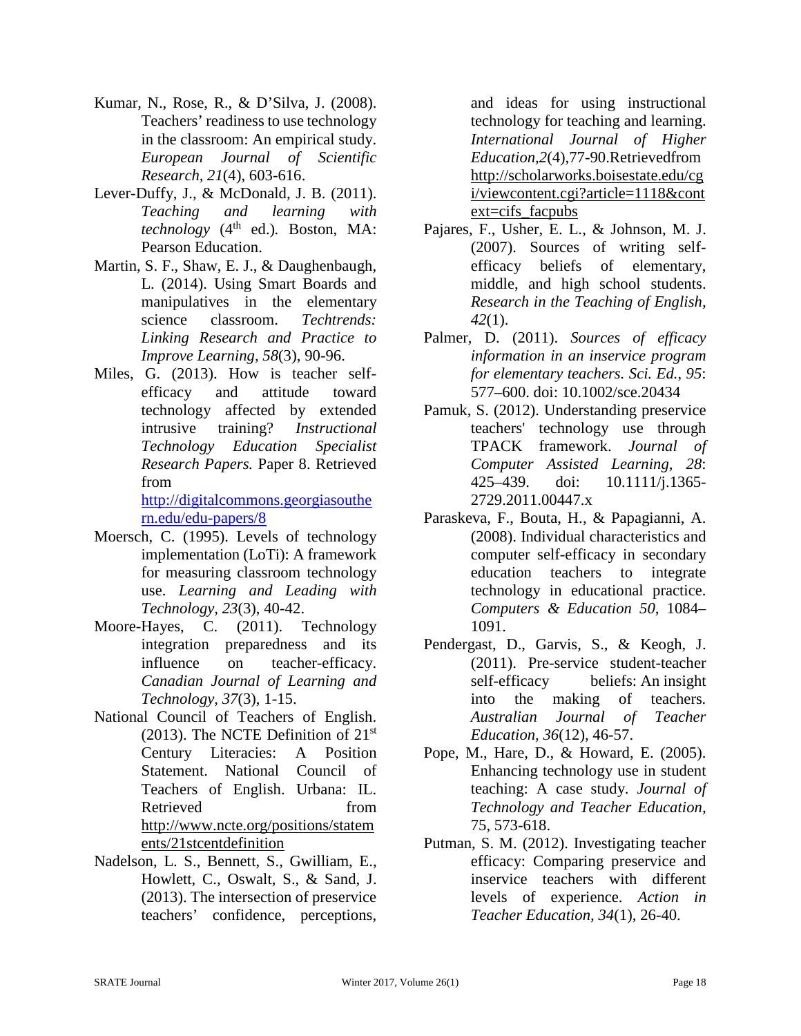Kumar, N., Rose, R., & D'Silva, J. (2008). Teachers' readiness to use technology in the classroom: An empirical study. *European Journal of Scientific Research, 21*(4), 603-616.

Lever-Duffy, J., & McDonald, J. B. (2011). *Teaching and learning with technology* (4th ed.)*.* Boston, MA: Pearson Education.

Martin, S. F., Shaw, E. J., & Daughenbaugh, L. (2014). Using Smart Boards and manipulatives in the elementary science classroom. *Techtrends: Linking Research and Practice to Improve Learning, 58*(3), 90-96.

Miles, G. (2013). How is teacher self-efficacy and attitude toward technology affected by extended intrusive training? *Instructional Technology Education Specialist Research Papers.* Paper 8. Retrieved from http://digitalcommons.georgiasouthern.edu/edu-papers/8

Moersch, C. (1995). Levels of technology implementation (LoTi): A framework for measuring classroom technology use. *Learning and Leading with Technology, 23*(3), 40-42.

Moore-Hayes, C. (2011). Technology integration preparedness and its influence on teacher-efficacy. *Canadian Journal of Learning and Technology, 37*(3), 1-15.

National Council of Teachers of English. (2013). The NCTE Definition of 21st Century Literacies: A Position Statement. National Council of Teachers of English. Urbana: IL. Retrieved from http://www.ncte.org/positions/statements/21stcentdefinition

Nadelson, L. S., Bennett, S., Gwilliam, E., Howlett, C., Oswalt, S., & Sand, J. (2013). The intersection of preservice teachers' confidence, perceptions, and ideas for using instructional technology for teaching and learning. *International Journal of Higher Education,2*(4),77-90.Retrievedfrom http://scholarworks.boisestate.edu/cgi/viewcontent.cgi?article=1118&context=cifs_facpubs

Pajares, F., Usher, E. L., & Johnson, M. J. (2007). Sources of writing self-efficacy beliefs of elementary, middle, and high school students. *Research in the Teaching of English, 42*(1).

Palmer, D. (2011). *Sources of efficacy information in an inservice program for elementary teachers. Sci. Ed., 95*: 577–600. doi: 10.1002/sce.20434

Pamuk, S. (2012). Understanding preservice teachers' technology use through TPACK framework. *Journal of Computer Assisted Learning, 28*: 425–439. doi: 10.1111/j.1365-2729.2011.00447.x

Paraskeva, F., Bouta, H., & Papagianni, A. (2008). Individual characteristics and computer self-efficacy in secondary education teachers to integrate technology in educational practice. *Computers & Education 50,* 1084–1091.

Pendergast, D., Garvis, S., & Keogh, J. (2011). Pre-service student-teacher self-efficacy beliefs: An insight into the making of teachers. *Australian Journal of Teacher Education, 36*(12), 46-57.

Pope, M., Hare, D., & Howard, E. (2005). Enhancing technology use in student teaching: A case study. *Journal of Technology and Teacher Education,* 75, 573-618.

Putman, S. M. (2012). Investigating teacher efficacy: Comparing preservice and inservice teachers with different levels of experience. *Action in Teacher Education, 34*(1), 26-40.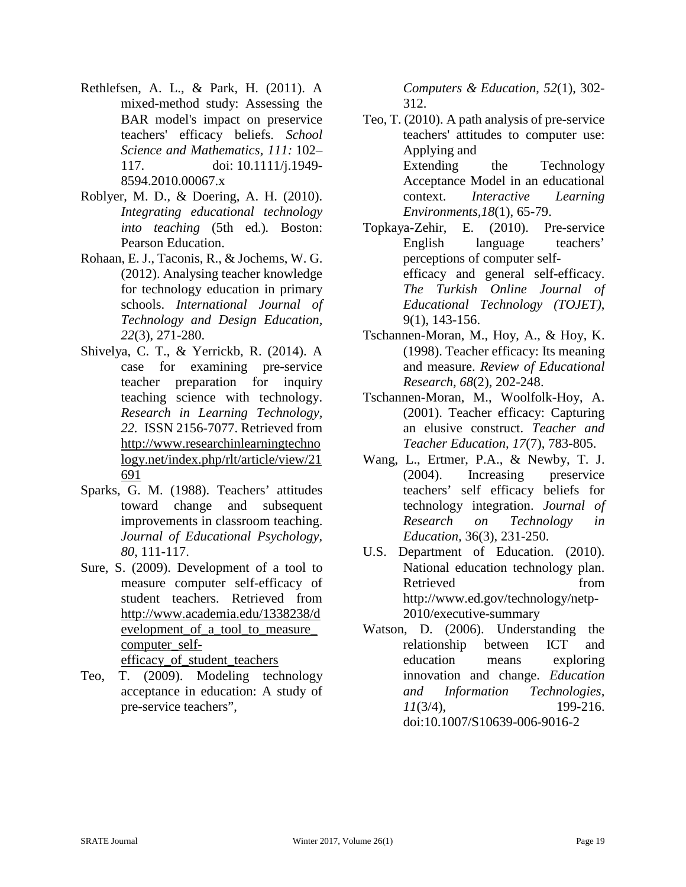Rethlefsen, A. L., & Park, H. (2011). A mixed-method study: Assessing the BAR model's impact on preservice teachers' efficacy beliefs. *School Science and Mathematics, 111:* 102–117. doi: 10.1111/j.1949-8594.2010.00067.x

Roblyer, M. D., & Doering, A. H. (2010). *Integrating educational technology into teaching* (5th ed.). Boston: Pearson Education.

Rohaan, E. J., Taconis, R., & Jochems, W. G. (2012). Analysing teacher knowledge for technology education in primary schools. *International Journal of Technology and Design Education*, *22*(3), 271-280.

Shivelya, C. T., & Yerrickb, R. (2014). A case for examining pre-service teacher preparation for inquiry teaching science with technology. *Research in Learning Technology, 22.* ISSN 2156-7077. Retrieved from http://www.researchinlearningtechnology.net/index.php/rlt/article/view/21691

Sparks, G. M. (1988). Teachers' attitudes toward change and subsequent improvements in classroom teaching. *Journal of Educational Psychology, 80*, 111-117.

Sure, S. (2009). Development of a tool to measure computer self-efficacy of student teachers. Retrieved from http://www.academia.edu/1338238/development_of_a_tool_to_measure_computer_self-efficacy_of_student_teachers

Teo, T. (2009). Modeling technology acceptance in education: A study of pre-service teachers", *Computers & Education*, *52*(1), 302-312.

Teo, T. (2010). A path analysis of pre-service teachers' attitudes to computer use: Applying and Extending the Technology Acceptance Model in an educational context. *Interactive Learning Environments,18*(1), 65-79.

Topkaya-Zehir, E. (2010). Pre-service English language teachers' perceptions of computer self-efficacy and general self-efficacy. *The Turkish Online Journal of Educational Technology (TOJET)*, 9(1), 143-156.

Tschannen-Moran, M., Hoy, A., & Hoy, K. (1998). Teacher efficacy: Its meaning and measure. *Review of Educational Research, 68*(2), 202-248.

Tschannen-Moran, M., Woolfolk-Hoy, A. (2001). Teacher efficacy: Capturing an elusive construct. *Teacher and Teacher Education, 17*(7), 783-805.

Wang, L., Ertmer, P.A., & Newby, T. J. (2004). Increasing preservice teachers' self efficacy beliefs for technology integration. *Journal of Research on Technology in Education*, 36(3), 231-250.

U.S. Department of Education. (2010). National education technology plan. Retrieved from http://www.ed.gov/technology/netp-2010/executive-summary

Watson, D. (2006). Understanding the relationship between ICT and education means exploring innovation and change. *Education and Information Technologies*, *11*(3/4), 199-216. doi:10.1007/S10639-006-9016-2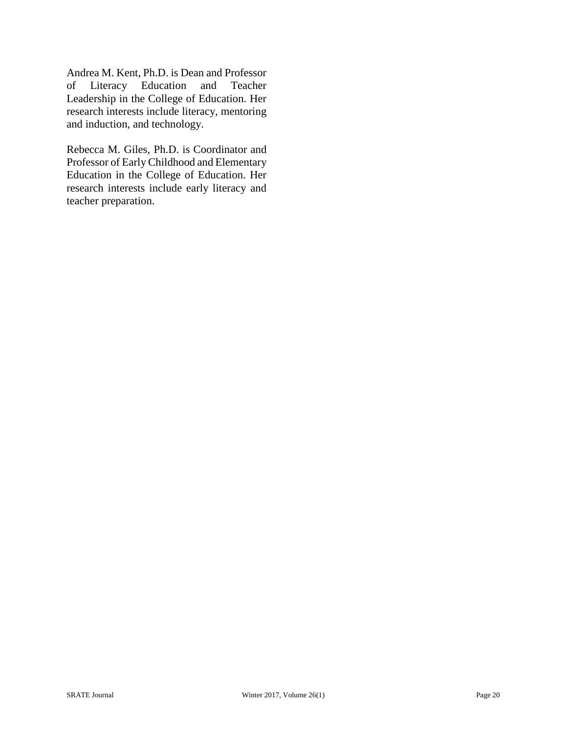Andrea M. Kent, Ph.D. is Dean and Professor of Literacy Education and Teacher Leadership in the College of Education. Her research interests include literacy, mentoring and induction, and technology.

Rebecca M. Giles, Ph.D. is Coordinator and Professor of Early Childhood and Elementary Education in the College of Education. Her research interests include early literacy and teacher preparation.